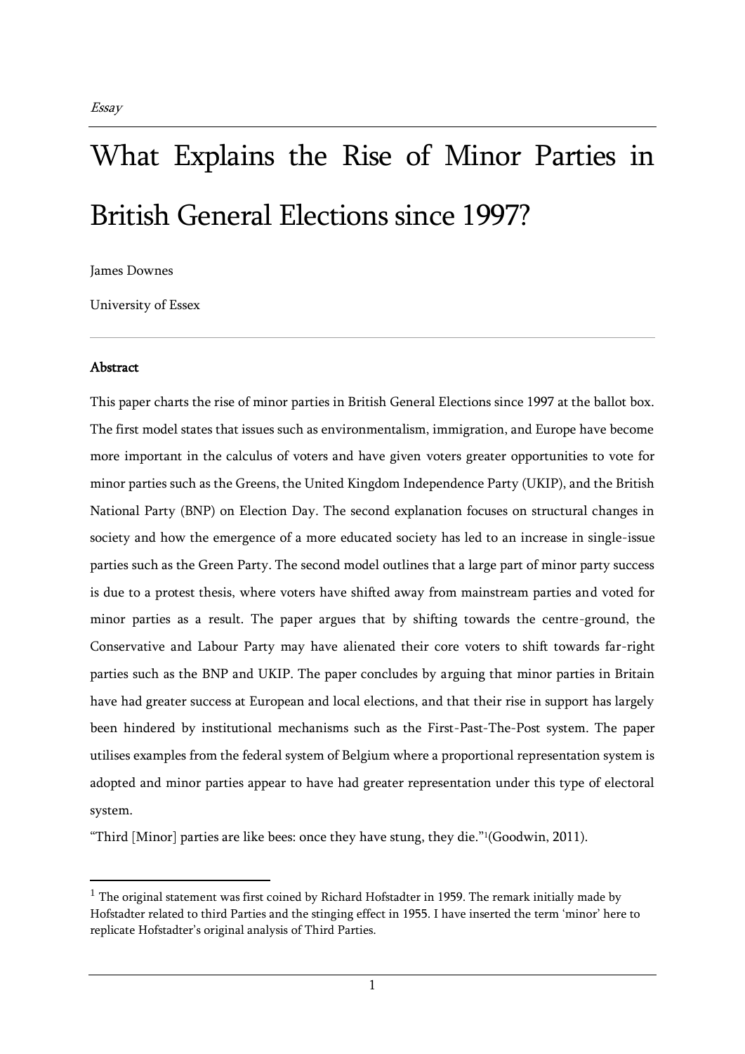*Essay*

# What Explains the Rise of Minor Parties in British General Elections since 1997?

James Downes

University of Essex

**Abstract**

This paper charts the rise of minor parties in British General Elections since 1997 at the ballot box. The first model states that issues such as environmentalism, immigration, and Europe have become more important in the calculus of voters and have given voters greater opportunities to vote for minor parties such as the Greens, the United Kingdom Independence Party (UKIP), and the British National Party (BNP) on Election Day. The second explanation focuses on structural changes in society and how the emergence of a more educated society has led to an increase in single-issue parties such as the Green Party. The second model outlines that a large part of minor party success is due to a protest thesis, where voters have shifted away from mainstream parties and voted for minor parties as a result. The paper argues that by shifting towards the centre-ground, the Conservative and Labour Party may have alienated their core voters to shift towards far-right parties such as the BNP and UKIP. The paper concludes by arguing that minor parties in Britain have had greater success at European and local elections, and that their rise in support has largely been hindered by institutional mechanisms such as the First-Past-The-Post system. The paper utilises examples from the federal system of Belgium where a proportional representation system is adopted and minor parties appear to have had greater representation under this type of electoral system.

"Third [Minor] parties are like bees: once they have stung, they die."[1](Goodwin, 2011).

---

[1] The original statement was first coined by Richard Hofstadter in 1959. The remark initially made by Hofstadter related to third Parties and the stinging effect in 1955. I have inserted the term 'minor' here to replicate Hofstadter's original analysis of Third Parties.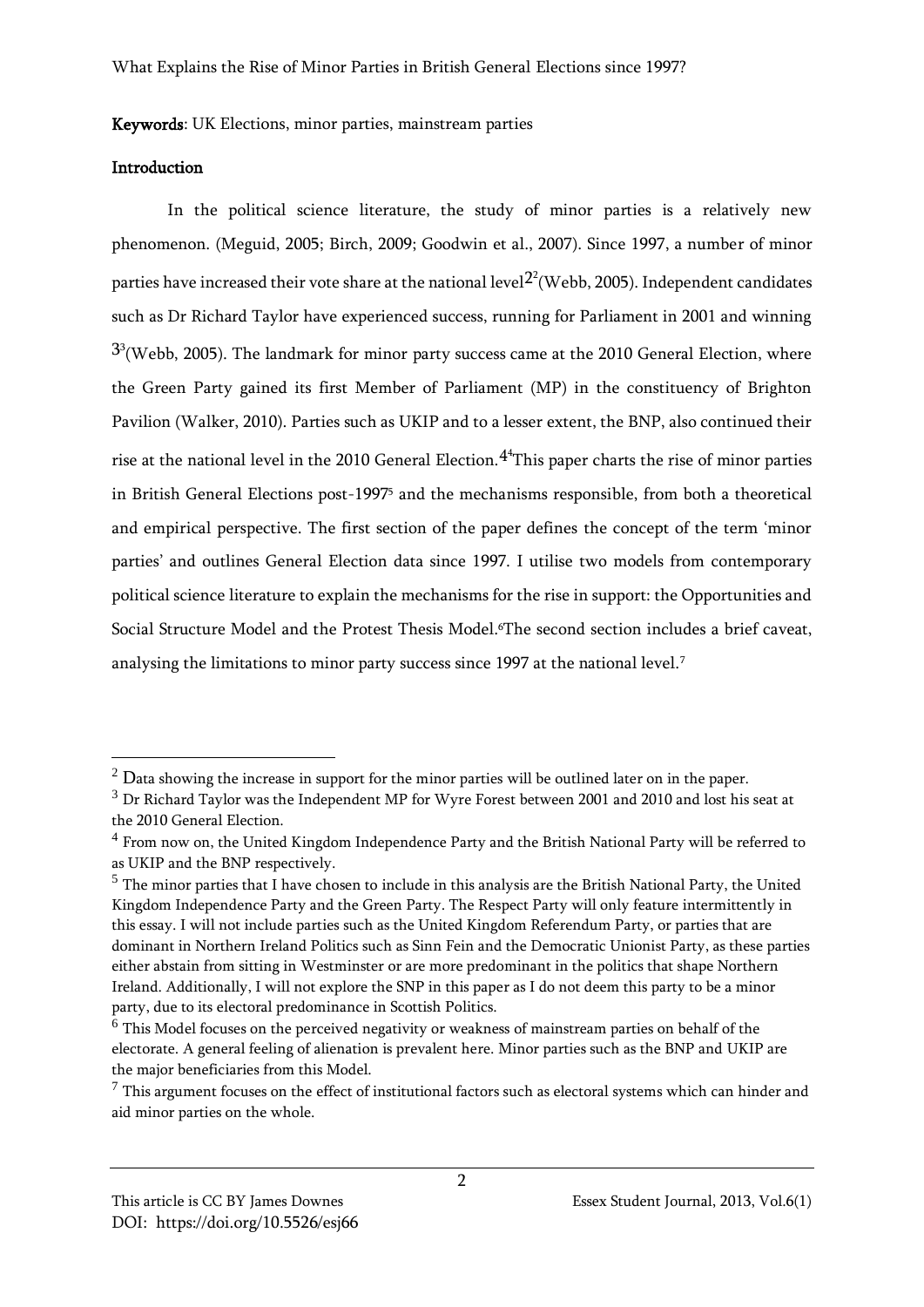**Keywords**: UK Elections, minor parties, mainstream parties

**Introduction**

In the political science literature, the study of minor parties is a relatively new phenomenon. (Meguid, 2005; Birch, 2009; Goodwin et al., 2007). Since 1997, a number of minor parties have increased their vote share at the national level[2][2](Webb, 2005). Independent candidates such as Dr Richard Taylor have experienced success, running for Parliament in 2001 and winning [3][3](Webb, 2005). The landmark for minor party success came at the 2010 General Election, where the Green Party gained its first Member of Parliament (MP) in the constituency of Brighton Pavilion (Walker, 2010). Parties such as UKIP and to a lesser extent, the BNP, also continued their rise at the national level in the 2010 General Election.[4][4]This paper charts the rise of minor parties in British General Elections post-1997[5] and the mechanisms responsible, from both a theoretical and empirical perspective. The first section of the paper defines the concept of the term 'minor parties' and outlines General Election data since 1997. I utilise two models from contemporary political science literature to explain the mechanisms for the rise in support: the Opportunities and Social Structure Model and the Protest Thesis Model.[6]The second section includes a brief caveat, analysing the limitations to minor party success since 1997 at the national level.[7]

---

[2] Data showing the increase in support for the minor parties will be outlined later on in the paper.

[3] Dr Richard Taylor was the Independent MP for Wyre Forest between 2001 and 2010 and lost his seat at the 2010 General Election.

[4] From now on, the United Kingdom Independence Party and the British National Party will be referred to as UKIP and the BNP respectively.

[5] The minor parties that I have chosen to include in this analysis are the British National Party, the United Kingdom Independence Party and the Green Party. The Respect Party will only feature intermittently in this essay. I will not include parties such as the United Kingdom Referendum Party, or parties that are dominant in Northern Ireland Politics such as Sinn Fein and the Democratic Unionist Party, as these parties either abstain from sitting in Westminster or are more predominant in the politics that shape Northern Ireland. Additionally, I will not explore the SNP in this paper as I do not deem this party to be a minor party, due to its electoral predominance in Scottish Politics.

[6] This Model focuses on the perceived negativity or weakness of mainstream parties on behalf of the electorate. A general feeling of alienation is prevalent here. Minor parties such as the BNP and UKIP are the major beneficiaries from this Model.

[7] This argument focuses on the effect of institutional factors such as electoral systems which can hinder and aid minor parties on the whole.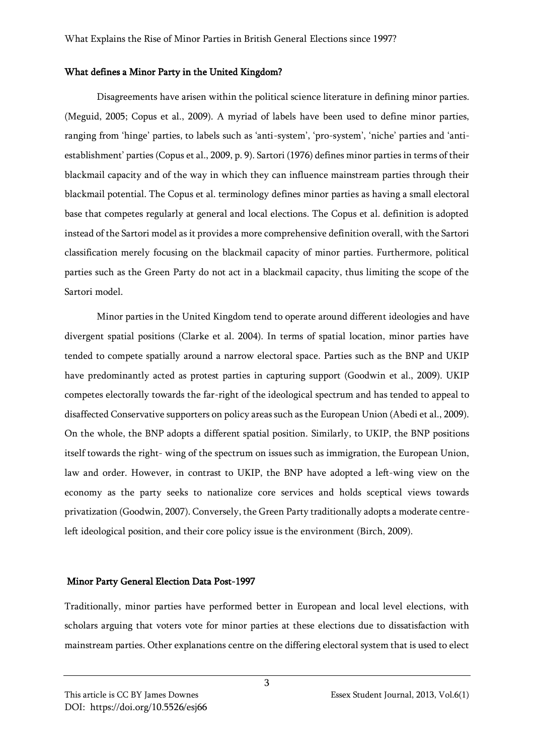### What defines a Minor Party in the United Kingdom?

Disagreements have arisen within the political science literature in defining minor parties. (Meguid, 2005; Copus et al., 2009). A myriad of labels have been used to define minor parties, ranging from 'hinge' parties, to labels such as 'anti-system', 'pro-system', 'niche' parties and 'anti-establishment' parties (Copus et al., 2009, p. 9). Sartori (1976) defines minor parties in terms of their blackmail capacity and of the way in which they can influence mainstream parties through their blackmail potential. The Copus et al. terminology defines minor parties as having a small electoral base that competes regularly at general and local elections. The Copus et al. definition is adopted instead of the Sartori model as it provides a more comprehensive definition overall, with the Sartori classification merely focusing on the blackmail capacity of minor parties. Furthermore, political parties such as the Green Party do not act in a blackmail capacity, thus limiting the scope of the Sartori model.

Minor parties in the United Kingdom tend to operate around different ideologies and have divergent spatial positions (Clarke et al. 2004). In terms of spatial location, minor parties have tended to compete spatially around a narrow electoral space. Parties such as the BNP and UKIP have predominantly acted as protest parties in capturing support (Goodwin et al., 2009). UKIP competes electorally towards the far-right of the ideological spectrum and has tended to appeal to disaffected Conservative supporters on policy areas such as the European Union (Abedi et al., 2009). On the whole, the BNP adopts a different spatial position. Similarly, to UKIP, the BNP positions itself towards the right- wing of the spectrum on issues such as immigration, the European Union, law and order. However, in contrast to UKIP, the BNP have adopted a left-wing view on the economy as the party seeks to nationalize core services and holds sceptical views towards privatization (Goodwin, 2007). Conversely, the Green Party traditionally adopts a moderate centre-left ideological position, and their core policy issue is the environment (Birch, 2009).

### Minor Party General Election Data Post-1997

Traditionally, minor parties have performed better in European and local level elections, with scholars arguing that voters vote for minor parties at these elections due to dissatisfaction with mainstream parties. Other explanations centre on the differing electoral system that is used to elect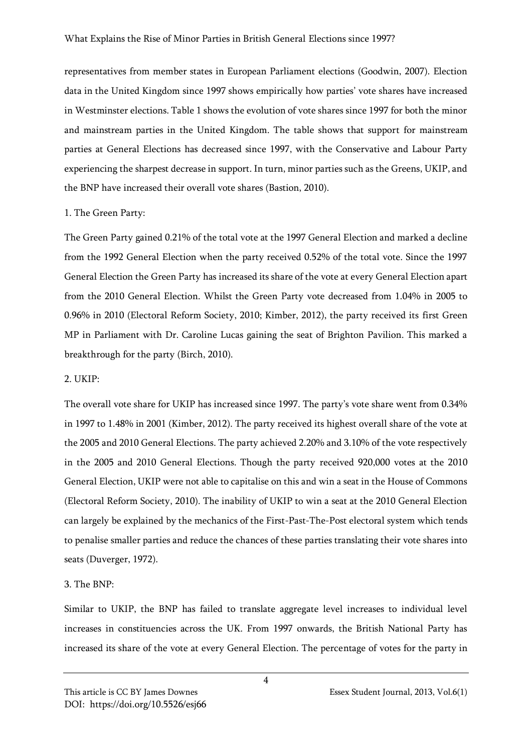representatives from member states in European Parliament elections (Goodwin, 2007). Election data in the United Kingdom since 1997 shows empirically how parties' vote shares have increased in Westminster elections. Table 1 shows the evolution of vote shares since 1997 for both the minor and mainstream parties in the United Kingdom. The table shows that support for mainstream parties at General Elections has decreased since 1997, with the Conservative and Labour Party experiencing the sharpest decrease in support. In turn, minor parties such as the Greens, UKIP, and the BNP have increased their overall vote shares (Bastion, 2010).

1. The Green Party:

The Green Party gained 0.21% of the total vote at the 1997 General Election and marked a decline from the 1992 General Election when the party received 0.52% of the total vote. Since the 1997 General Election the Green Party has increased its share of the vote at every General Election apart from the 2010 General Election. Whilst the Green Party vote decreased from 1.04% in 2005 to 0.96% in 2010 (Electoral Reform Society, 2010; Kimber, 2012), the party received its first Green MP in Parliament with Dr. Caroline Lucas gaining the seat of Brighton Pavilion. This marked a breakthrough for the party (Birch, 2010).

2. UKIP:

The overall vote share for UKIP has increased since 1997. The party's vote share went from 0.34% in 1997 to 1.48% in 2001 (Kimber, 2012). The party received its highest overall share of the vote at the 2005 and 2010 General Elections. The party achieved 2.20% and 3.10% of the vote respectively in the 2005 and 2010 General Elections. Though the party received 920,000 votes at the 2010 General Election, UKIP were not able to capitalise on this and win a seat in the House of Commons (Electoral Reform Society, 2010). The inability of UKIP to win a seat at the 2010 General Election can largely be explained by the mechanics of the First-Past-The-Post electoral system which tends to penalise smaller parties and reduce the chances of these parties translating their vote shares into seats (Duverger, 1972).

3. The BNP:

Similar to UKIP, the BNP has failed to translate aggregate level increases to individual level increases in constituencies across the UK. From 1997 onwards, the British National Party has increased its share of the vote at every General Election. The percentage of votes for the party in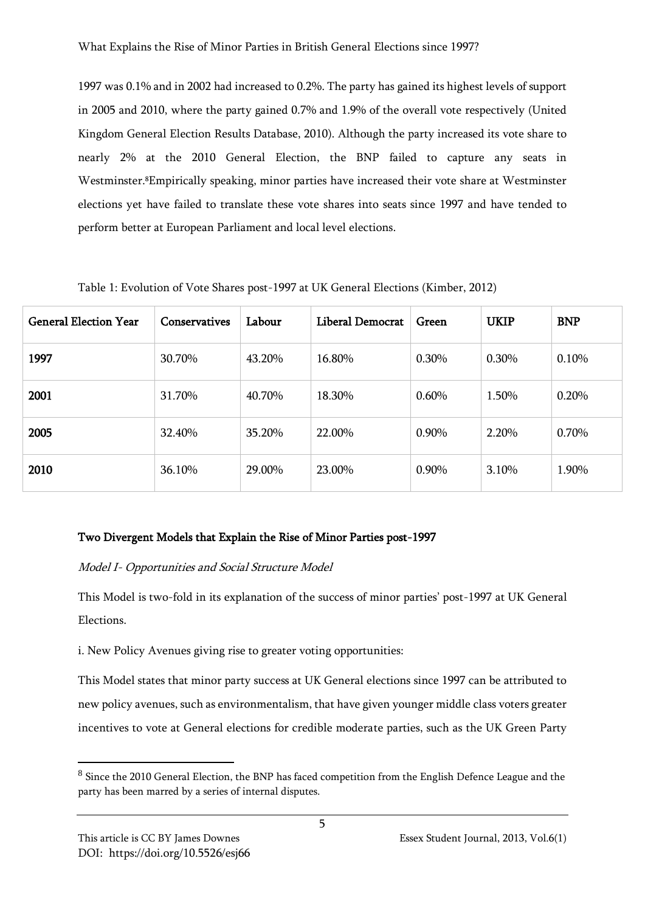1997 was 0.1% and in 2002 had increased to 0.2%. The party has gained its highest levels of support in 2005 and 2010, where the party gained 0.7% and 1.9% of the overall vote respectively (United Kingdom General Election Results Database, 2010). Although the party increased its vote share to nearly 2% at the 2010 General Election, the BNP failed to capture any seats in Westminster.[8]Empirically speaking, minor parties have increased their vote share at Westminster elections yet have failed to translate these vote shares into seats since 1997 and have tended to perform better at European Parliament and local level elections.

Table 1: Evolution of Vote Shares post-1997 at UK General Elections (Kimber, 2012)

| General Election Year | Conservatives | Labour | Liberal Democrat | Green | UKIP | BNP |
|---|---|---|---|---|---|---|
| **1997** | 30.70% | 43.20% | 16.80% | 0.30% | 0.30% | 0.10% |
| **2001** | 31.70% | 40.70% | 18.30% | 0.60% | 1.50% | 0.20% |
| **2005** | 32.40% | 35.20% | 22.00% | 0.90% | 2.20% | 0.70% |
| **2010** | 36.10% | 29.00% | 23.00% | 0.90% | 3.10% | 1.90% |

## Two Divergent Models that Explain the Rise of Minor Parties post-1997

### *Model I- Opportunities and Social Structure Model*

This Model is two-fold in its explanation of the success of minor parties' post-1997 at UK General Elections.

i. New Policy Avenues giving rise to greater voting opportunities:

This Model states that minor party success at UK General elections since 1997 can be attributed to new policy avenues, such as environmentalism, that have given younger middle class voters greater incentives to vote at General elections for credible moderate parties, such as the UK Green Party

[8] Since the 2010 General Election, the BNP has faced competition from the English Defence League and the party has been marred by a series of internal disputes.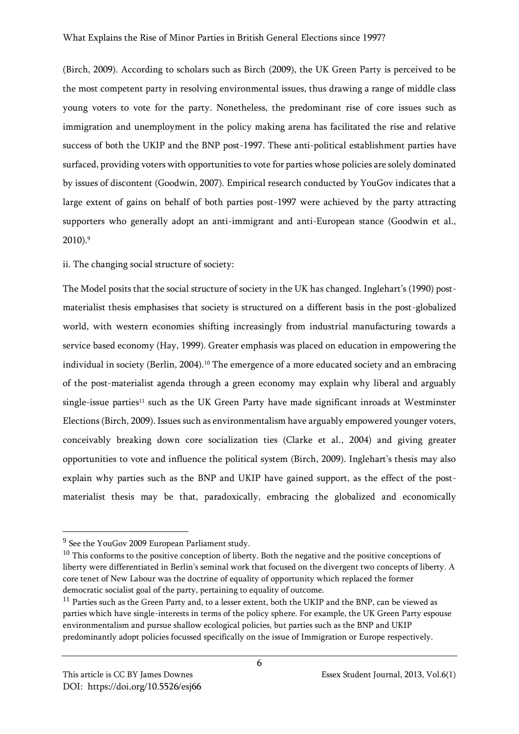(Birch, 2009). According to scholars such as Birch (2009), the UK Green Party is perceived to be the most competent party in resolving environmental issues, thus drawing a range of middle class young voters to vote for the party. Nonetheless, the predominant rise of core issues such as immigration and unemployment in the policy making arena has facilitated the rise and relative success of both the UKIP and the BNP post-1997. These anti-political establishment parties have surfaced, providing voters with opportunities to vote for parties whose policies are solely dominated by issues of discontent (Goodwin, 2007). Empirical research conducted by YouGov indicates that a large extent of gains on behalf of both parties post-1997 were achieved by the party attracting supporters who generally adopt an anti-immigrant and anti-European stance (Goodwin et al., 2010).[9]

ii. The changing social structure of society:

The Model posits that the social structure of society in the UK has changed. Inglehart's (1990) post-materialist thesis emphasises that society is structured on a different basis in the post-globalized world, with western economies shifting increasingly from industrial manufacturing towards a service based economy (Hay, 1999). Greater emphasis was placed on education in empowering the individual in society (Berlin, 2004).[10] The emergence of a more educated society and an embracing of the post-materialist agenda through a green economy may explain why liberal and arguably single-issue parties[11] such as the UK Green Party have made significant inroads at Westminster Elections (Birch, 2009). Issues such as environmentalism have arguably empowered younger voters, conceivably breaking down core socialization ties (Clarke et al., 2004) and giving greater opportunities to vote and influence the political system (Birch, 2009). Inglehart's thesis may also explain why parties such as the BNP and UKIP have gained support, as the effect of the post-materialist thesis may be that, paradoxically, embracing the globalized and economically

---

[9] See the YouGov 2009 European Parliament study.

[10] This conforms to the positive conception of liberty. Both the negative and the positive conceptions of liberty were differentiated in Berlin's seminal work that focused on the divergent two concepts of liberty. A core tenet of New Labour was the doctrine of equality of opportunity which replaced the former democratic socialist goal of the party, pertaining to equality of outcome.

[11] Parties such as the Green Party and, to a lesser extent, both the UKIP and the BNP, can be viewed as parties which have single-interests in terms of the policy sphere. For example, the UK Green Party espouse environmentalism and pursue shallow ecological policies, but parties such as the BNP and UKIP predominantly adopt policies focussed specifically on the issue of Immigration or Europe respectively.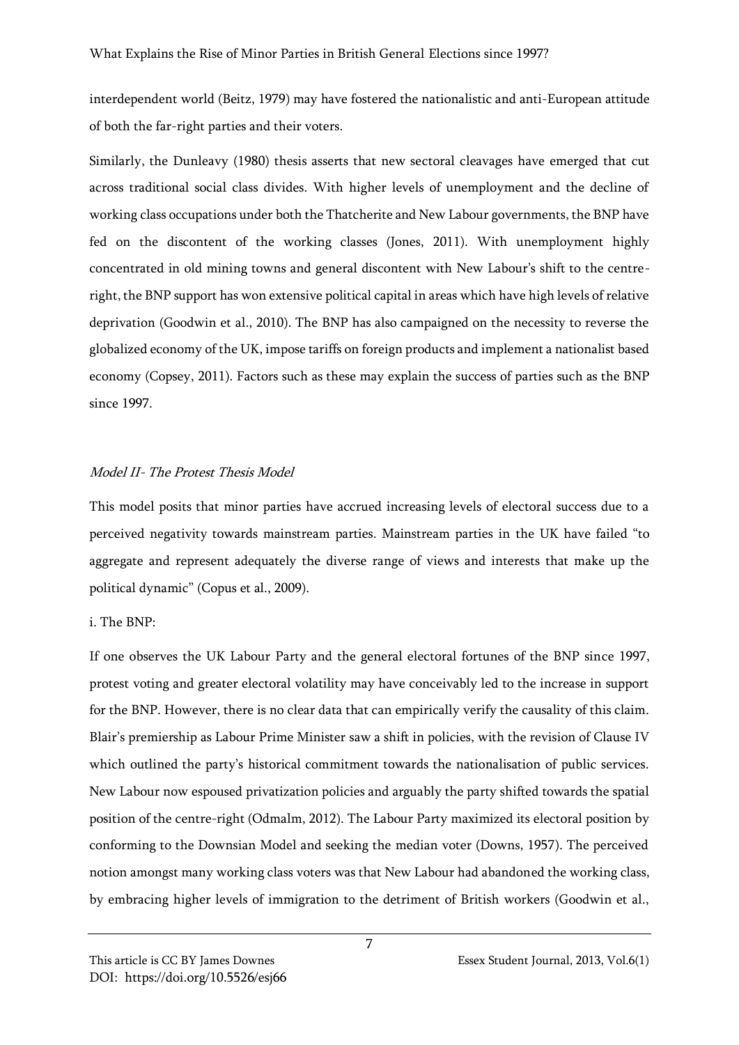interdependent world (Beitz, 1979) may have fostered the nationalistic and anti-European attitude of both the far-right parties and their voters.

Similarly, the Dunleavy (1980) thesis asserts that new sectoral cleavages have emerged that cut across traditional social class divides. With higher levels of unemployment and the decline of working class occupations under both the Thatcherite and New Labour governments, the BNP have fed on the discontent of the working classes (Jones, 2011). With unemployment highly concentrated in old mining towns and general discontent with New Labour's shift to the centre-right, the BNP support has won extensive political capital in areas which have high levels of relative deprivation (Goodwin et al., 2010). The BNP has also campaigned on the necessity to reverse the globalized economy of the UK, impose tariffs on foreign products and implement a nationalist based economy (Copsey, 2011). Factors such as these may explain the success of parties such as the BNP since 1997.

### *Model II- The Protest Thesis Model*

This model posits that minor parties have accrued increasing levels of electoral success due to a perceived negativity towards mainstream parties. Mainstream parties in the UK have failed "to aggregate and represent adequately the diverse range of views and interests that make up the political dynamic" (Copus et al., 2009).

i. The BNP:

If one observes the UK Labour Party and the general electoral fortunes of the BNP since 1997, protest voting and greater electoral volatility may have conceivably led to the increase in support for the BNP. However, there is no clear data that can empirically verify the causality of this claim. Blair's premiership as Labour Prime Minister saw a shift in policies, with the revision of Clause IV which outlined the party's historical commitment towards the nationalisation of public services. New Labour now espoused privatization policies and arguably the party shifted towards the spatial position of the centre-right (Odmalm, 2012). The Labour Party maximized its electoral position by conforming to the Downsian Model and seeking the median voter (Downs, 1957). The perceived notion amongst many working class voters was that New Labour had abandoned the working class, by embracing higher levels of immigration to the detriment of British workers (Goodwin et al.,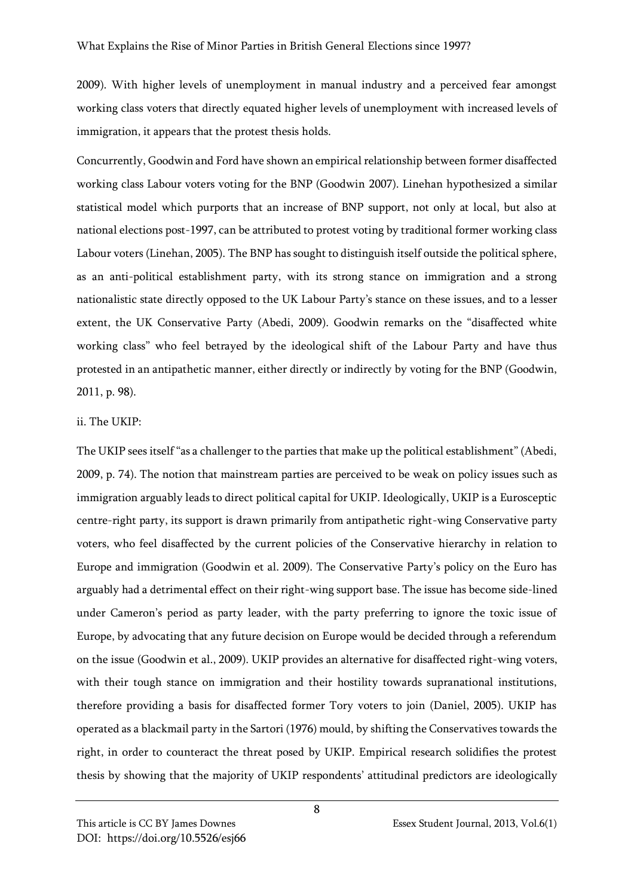2009). With higher levels of unemployment in manual industry and a perceived fear amongst working class voters that directly equated higher levels of unemployment with increased levels of immigration, it appears that the protest thesis holds.

Concurrently, Goodwin and Ford have shown an empirical relationship between former disaffected working class Labour voters voting for the BNP (Goodwin 2007). Linehan hypothesized a similar statistical model which purports that an increase of BNP support, not only at local, but also at national elections post-1997, can be attributed to protest voting by traditional former working class Labour voters (Linehan, 2005). The BNP has sought to distinguish itself outside the political sphere, as an anti-political establishment party, with its strong stance on immigration and a strong nationalistic state directly opposed to the UK Labour Party's stance on these issues, and to a lesser extent, the UK Conservative Party (Abedi, 2009). Goodwin remarks on the "disaffected white working class" who feel betrayed by the ideological shift of the Labour Party and have thus protested in an antipathetic manner, either directly or indirectly by voting for the BNP (Goodwin, 2011, p. 98).

ii. The UKIP:

The UKIP sees itself "as a challenger to the parties that make up the political establishment" (Abedi, 2009, p. 74). The notion that mainstream parties are perceived to be weak on policy issues such as immigration arguably leads to direct political capital for UKIP. Ideologically, UKIP is a Eurosceptic centre-right party, its support is drawn primarily from antipathetic right-wing Conservative party voters, who feel disaffected by the current policies of the Conservative hierarchy in relation to Europe and immigration (Goodwin et al. 2009). The Conservative Party's policy on the Euro has arguably had a detrimental effect on their right-wing support base. The issue has become side-lined under Cameron's period as party leader, with the party preferring to ignore the toxic issue of Europe, by advocating that any future decision on Europe would be decided through a referendum on the issue (Goodwin et al., 2009). UKIP provides an alternative for disaffected right-wing voters, with their tough stance on immigration and their hostility towards supranational institutions, therefore providing a basis for disaffected former Tory voters to join (Daniel, 2005). UKIP has operated as a blackmail party in the Sartori (1976) mould, by shifting the Conservatives towards the right, in order to counteract the threat posed by UKIP. Empirical research solidifies the protest thesis by showing that the majority of UKIP respondents' attitudinal predictors are ideologically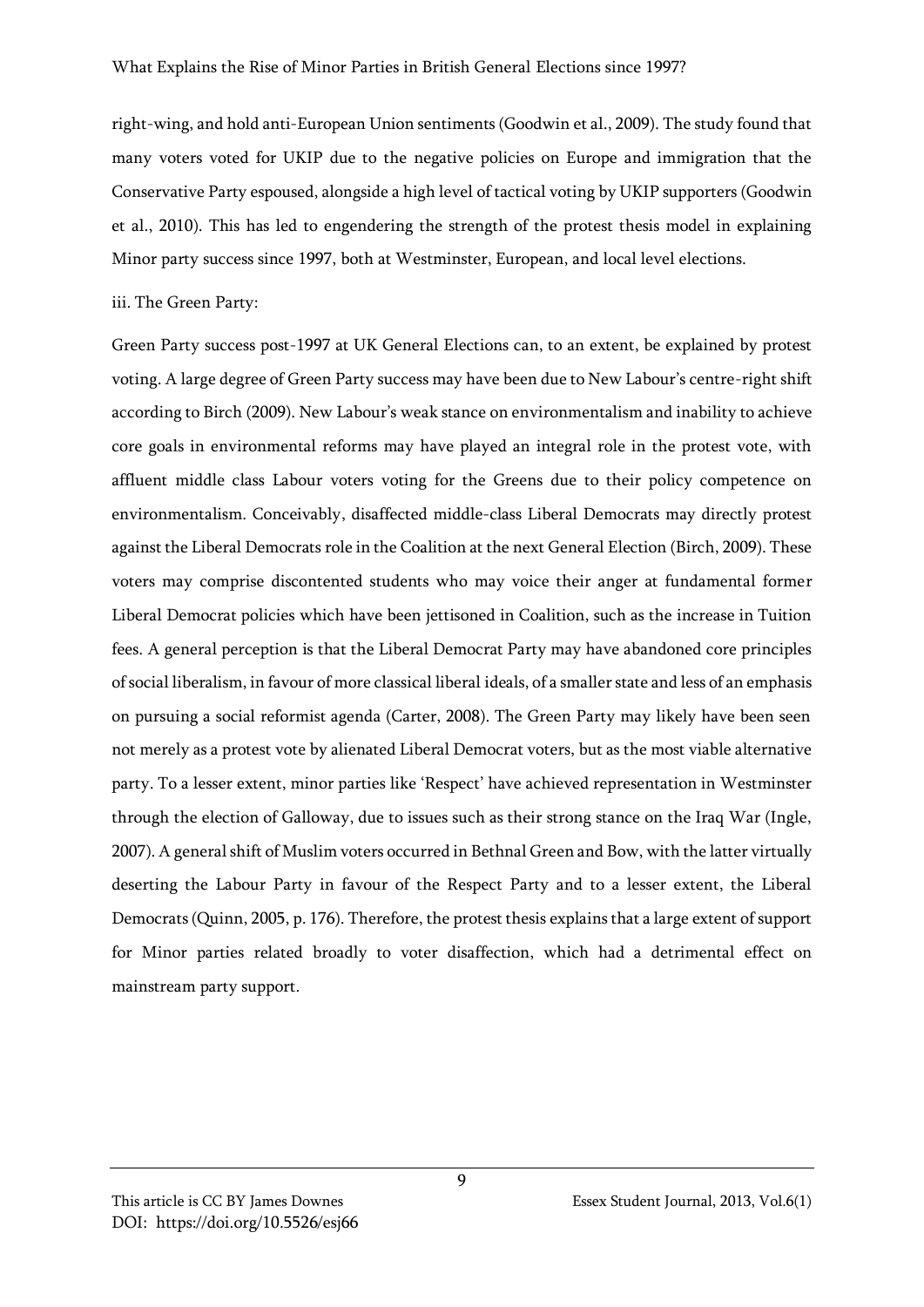right-wing, and hold anti-European Union sentiments (Goodwin et al., 2009). The study found that many voters voted for UKIP due to the negative policies on Europe and immigration that the Conservative Party espoused, alongside a high level of tactical voting by UKIP supporters (Goodwin et al., 2010). This has led to engendering the strength of the protest thesis model in explaining Minor party success since 1997, both at Westminster, European, and local level elections.

iii. The Green Party:

Green Party success post-1997 at UK General Elections can, to an extent, be explained by protest voting. A large degree of Green Party success may have been due to New Labour's centre-right shift according to Birch (2009). New Labour's weak stance on environmentalism and inability to achieve core goals in environmental reforms may have played an integral role in the protest vote, with affluent middle class Labour voters voting for the Greens due to their policy competence on environmentalism. Conceivably, disaffected middle-class Liberal Democrats may directly protest against the Liberal Democrats role in the Coalition at the next General Election (Birch, 2009). These voters may comprise discontented students who may voice their anger at fundamental former Liberal Democrat policies which have been jettisoned in Coalition, such as the increase in Tuition fees. A general perception is that the Liberal Democrat Party may have abandoned core principles of social liberalism, in favour of more classical liberal ideals, of a smaller state and less of an emphasis on pursuing a social reformist agenda (Carter, 2008). The Green Party may likely have been seen not merely as a protest vote by alienated Liberal Democrat voters, but as the most viable alternative party. To a lesser extent, minor parties like 'Respect' have achieved representation in Westminster through the election of Galloway, due to issues such as their strong stance on the Iraq War (Ingle, 2007). A general shift of Muslim voters occurred in Bethnal Green and Bow, with the latter virtually deserting the Labour Party in favour of the Respect Party and to a lesser extent, the Liberal Democrats (Quinn, 2005, p. 176). Therefore, the protest thesis explains that a large extent of support for Minor parties related broadly to voter disaffection, which had a detrimental effect on mainstream party support.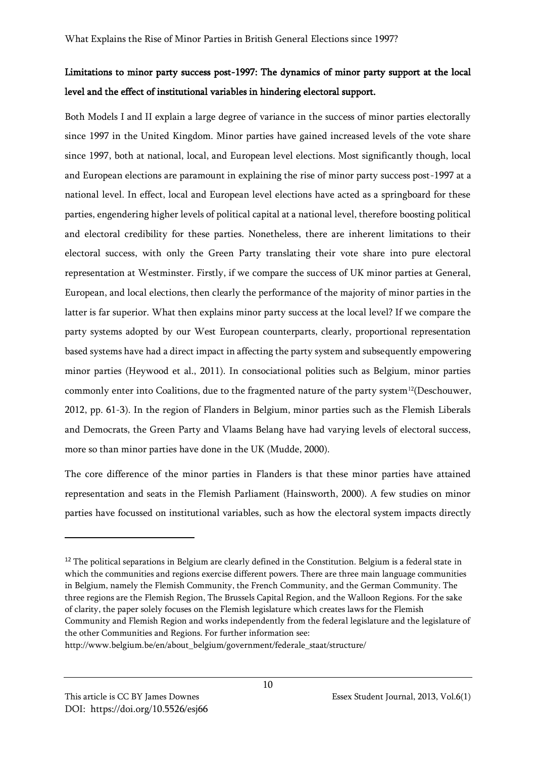**Limitations to minor party success post-1997: The dynamics of minor party support at the local level and the effect of institutional variables in hindering electoral support.**

Both Models I and II explain a large degree of variance in the success of minor parties electorally since 1997 in the United Kingdom. Minor parties have gained increased levels of the vote share since 1997, both at national, local, and European level elections. Most significantly though, local and European elections are paramount in explaining the rise of minor party success post-1997 at a national level. In effect, local and European level elections have acted as a springboard for these parties, engendering higher levels of political capital at a national level, therefore boosting political and electoral credibility for these parties. Nonetheless, there are inherent limitations to their electoral success, with only the Green Party translating their vote share into pure electoral representation at Westminster. Firstly, if we compare the success of UK minor parties at General, European, and local elections, then clearly the performance of the majority of minor parties in the latter is far superior. What then explains minor party success at the local level? If we compare the party systems adopted by our West European counterparts, clearly, proportional representation based systems have had a direct impact in affecting the party system and subsequently empowering minor parties (Heywood et al., 2011). In consociational polities such as Belgium, minor parties commonly enter into Coalitions, due to the fragmented nature of the party system[12](Deschouwer, 2012, pp. 61-3). In the region of Flanders in Belgium, minor parties such as the Flemish Liberals and Democrats, the Green Party and Vlaams Belang have had varying levels of electoral success, more so than minor parties have done in the UK (Mudde, 2000).

The core difference of the minor parties in Flanders is that these minor parties have attained representation and seats in the Flemish Parliament (Hainsworth, 2000). A few studies on minor parties have focussed on institutional variables, such as how the electoral system impacts directly

---

[12] The political separations in Belgium are clearly defined in the Constitution. Belgium is a federal state in which the communities and regions exercise different powers. There are three main language communities in Belgium, namely the Flemish Community, the French Community, and the German Community. The three regions are the Flemish Region, The Brussels Capital Region, and the Walloon Regions. For the sake of clarity, the paper solely focuses on the Flemish legislature which creates laws for the Flemish Community and Flemish Region and works independently from the federal legislature and the legislature of the other Communities and Regions. For further information see: http://www.belgium.be/en/about_belgium/government/federale_staat/structure/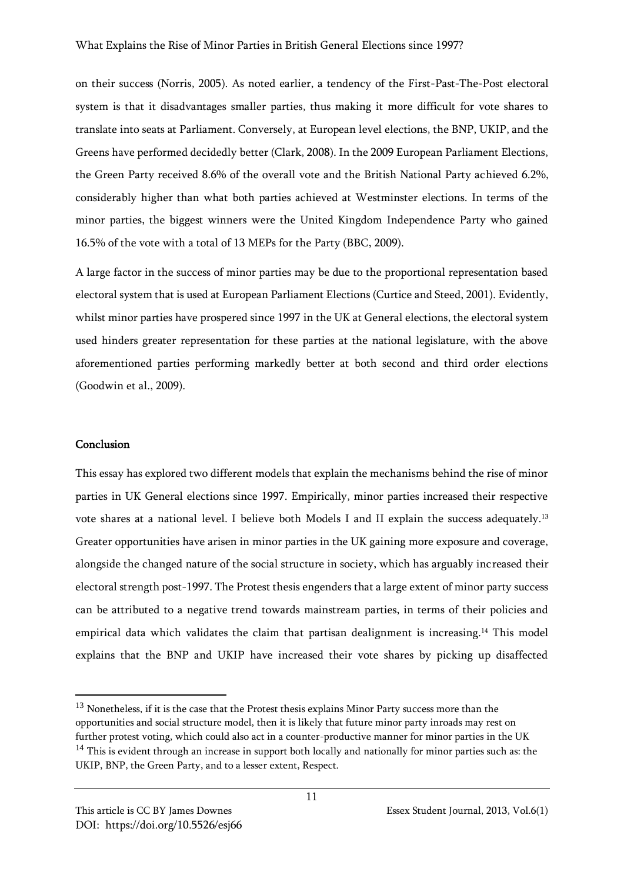on their success (Norris, 2005). As noted earlier, a tendency of the First-Past-The-Post electoral system is that it disadvantages smaller parties, thus making it more difficult for vote shares to translate into seats at Parliament. Conversely, at European level elections, the BNP, UKIP, and the Greens have performed decidedly better (Clark, 2008). In the 2009 European Parliament Elections, the Green Party received 8.6% of the overall vote and the British National Party achieved 6.2%, considerably higher than what both parties achieved at Westminster elections. In terms of the minor parties, the biggest winners were the United Kingdom Independence Party who gained 16.5% of the vote with a total of 13 MEPs for the Party (BBC, 2009).

A large factor in the success of minor parties may be due to the proportional representation based electoral system that is used at European Parliament Elections (Curtice and Steed, 2001). Evidently, whilst minor parties have prospered since 1997 in the UK at General elections, the electoral system used hinders greater representation for these parties at the national legislature, with the above aforementioned parties performing markedly better at both second and third order elections (Goodwin et al., 2009).

## Conclusion

This essay has explored two different models that explain the mechanisms behind the rise of minor parties in UK General elections since 1997. Empirically, minor parties increased their respective vote shares at a national level. I believe both Models I and II explain the success adequately.[13] Greater opportunities have arisen in minor parties in the UK gaining more exposure and coverage, alongside the changed nature of the social structure in society, which has arguably increased their electoral strength post-1997. The Protest thesis engenders that a large extent of minor party success can be attributed to a negative trend towards mainstream parties, in terms of their policies and empirical data which validates the claim that partisan dealignment is increasing.[14] This model explains that the BNP and UKIP have increased their vote shares by picking up disaffected

---

[13] Nonetheless, if it is the case that the Protest thesis explains Minor Party success more than the opportunities and social structure model, then it is likely that future minor party inroads may rest on further protest voting, which could also act in a counter-productive manner for minor parties in the UK

[14] This is evident through an increase in support both locally and nationally for minor parties such as: the UKIP, BNP, the Green Party, and to a lesser extent, Respect.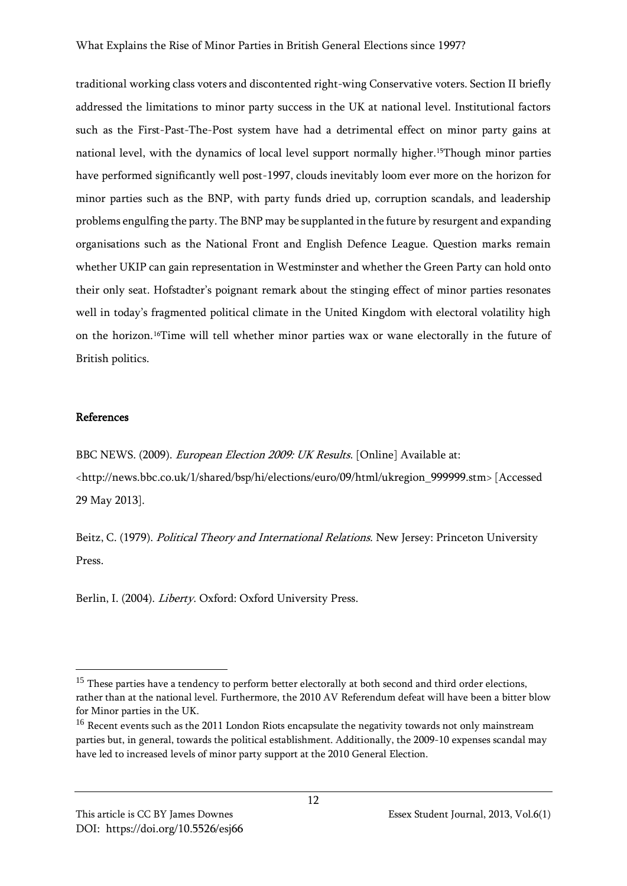traditional working class voters and discontented right-wing Conservative voters. Section II briefly addressed the limitations to minor party success in the UK at national level. Institutional factors such as the First-Past-The-Post system have had a detrimental effect on minor party gains at national level, with the dynamics of local level support normally higher.[15]Though minor parties have performed significantly well post-1997, clouds inevitably loom ever more on the horizon for minor parties such as the BNP, with party funds dried up, corruption scandals, and leadership problems engulfing the party. The BNP may be supplanted in the future by resurgent and expanding organisations such as the National Front and English Defence League. Question marks remain whether UKIP can gain representation in Westminster and whether the Green Party can hold onto their only seat. Hofstadter's poignant remark about the stinging effect of minor parties resonates well in today's fragmented political climate in the United Kingdom with electoral volatility high on the horizon.[16]Time will tell whether minor parties wax or wane electorally in the future of British politics.

## References

BBC NEWS. (2009). *European Election 2009: UK Results*. [Online] Available at: <http://news.bbc.co.uk/1/shared/bsp/hi/elections/euro/09/html/ukregion_999999.stm> [Accessed 29 May 2013].

Beitz, C. (1979). *Political Theory and International Relations*. New Jersey: Princeton University Press.

Berlin, I. (2004). *Liberty*. Oxford: Oxford University Press.

---

[15] These parties have a tendency to perform better electorally at both second and third order elections, rather than at the national level. Furthermore, the 2010 AV Referendum defeat will have been a bitter blow for Minor parties in the UK.

[16] Recent events such as the 2011 London Riots encapsulate the negativity towards not only mainstream parties but, in general, towards the political establishment. Additionally, the 2009-10 expenses scandal may have led to increased levels of minor party support at the 2010 General Election.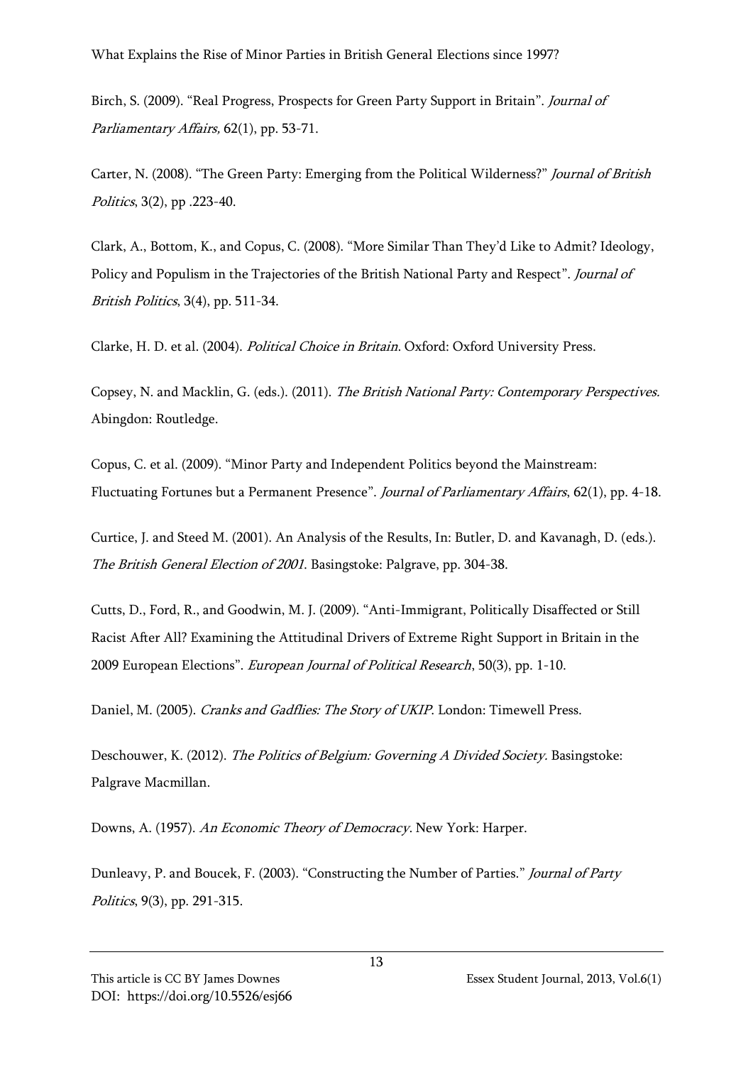Birch, S. (2009). "Real Progress, Prospects for Green Party Support in Britain". *Journal of Parliamentary Affairs,* 62(1), pp. 53-71.

Carter, N. (2008). "The Green Party: Emerging from the Political Wilderness?" *Journal of British Politics*, 3(2), pp .223-40.

Clark, A., Bottom, K., and Copus, C. (2008). "More Similar Than They'd Like to Admit? Ideology, Policy and Populism in the Trajectories of the British National Party and Respect". *Journal of British Politics*, 3(4), pp. 511-34.

Clarke, H. D. et al. (2004). *Political Choice in Britain*. Oxford: Oxford University Press.

Copsey, N. and Macklin, G. (eds.). (2011). *The British National Party: Contemporary Perspectives.* Abingdon: Routledge.

Copus, C. et al. (2009). "Minor Party and Independent Politics beyond the Mainstream: Fluctuating Fortunes but a Permanent Presence". *Journal of Parliamentary Affairs*, 62(1), pp. 4-18.

Curtice, J. and Steed M. (2001). An Analysis of the Results, In: Butler, D. and Kavanagh, D. (eds.). *The British General Election of 2001*. Basingstoke: Palgrave, pp. 304-38.

Cutts, D., Ford, R., and Goodwin, M. J. (2009). "Anti-Immigrant, Politically Disaffected or Still Racist After All? Examining the Attitudinal Drivers of Extreme Right Support in Britain in the 2009 European Elections". *European Journal of Political Research*, 50(3), pp. 1-10.

Daniel, M. (2005). *Cranks and Gadflies: The Story of UKIP*. London: Timewell Press.

Deschouwer, K. (2012). *The Politics of Belgium: Governing A Divided Society.* Basingstoke: Palgrave Macmillan.

Downs, A. (1957). *An Economic Theory of Democracy*. New York: Harper.

Dunleavy, P. and Boucek, F. (2003). "Constructing the Number of Parties." *Journal of Party Politics*, 9(3), pp. 291-315.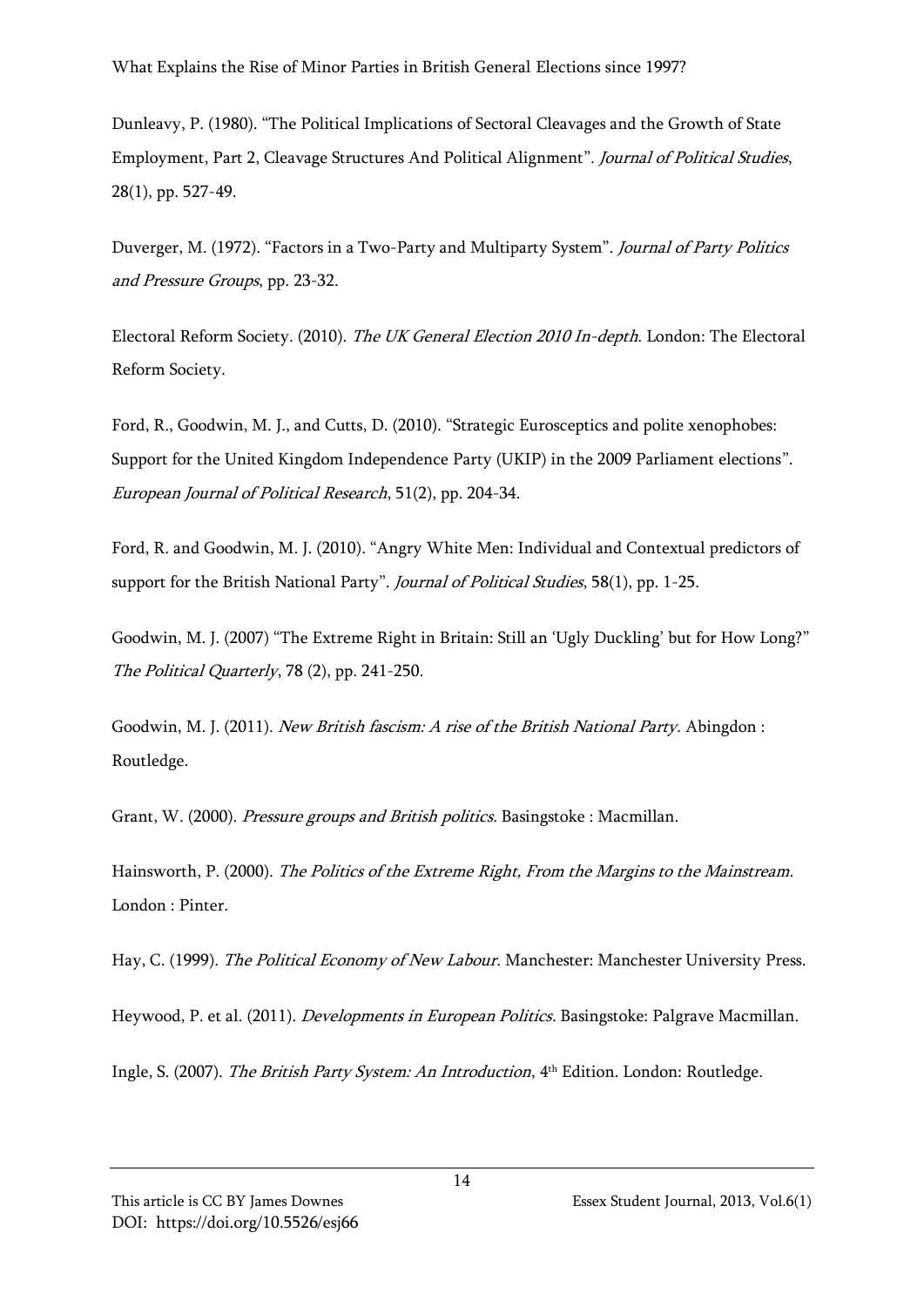Dunleavy, P. (1980). "The Political Implications of Sectoral Cleavages and the Growth of State Employment, Part 2, Cleavage Structures And Political Alignment". *Journal of Political Studies*, 28(1), pp. 527-49.

Duverger, M. (1972). "Factors in a Two-Party and Multiparty System". *Journal of Party Politics and Pressure Groups*, pp. 23-32.

Electoral Reform Society. (2010). *The UK General Election 2010 In-depth*. London: The Electoral Reform Society.

Ford, R., Goodwin, M. J., and Cutts, D. (2010). "Strategic Eurosceptics and polite xenophobes: Support for the United Kingdom Independence Party (UKIP) in the 2009 Parliament elections". *European Journal of Political Research*, 51(2), pp. 204-34.

Ford, R. and Goodwin, M. J. (2010). "Angry White Men: Individual and Contextual predictors of support for the British National Party". *Journal of Political Studies*, 58(1), pp. 1-25.

Goodwin, M. J. (2007) "The Extreme Right in Britain: Still an 'Ugly Duckling' but for How Long?" *The Political Quarterly*, 78 (2), pp. 241-250.

Goodwin, M. J. (2011). *New British fascism: A rise of the British National Party.* Abingdon : Routledge.

Grant, W. (2000). *Pressure groups and British politics*. Basingstoke : Macmillan.

Hainsworth, P. (2000). *The Politics of the Extreme Right, From the Margins to the Mainstream*. London : Pinter.

Hay, C. (1999). *The Political Economy of New Labour*. Manchester: Manchester University Press.

Heywood, P. et al. (2011). *Developments in European Politics*. Basingstoke: Palgrave Macmillan.

Ingle, S. (2007). *The British Party System: An Introduction*, 4th Edition. London: Routledge.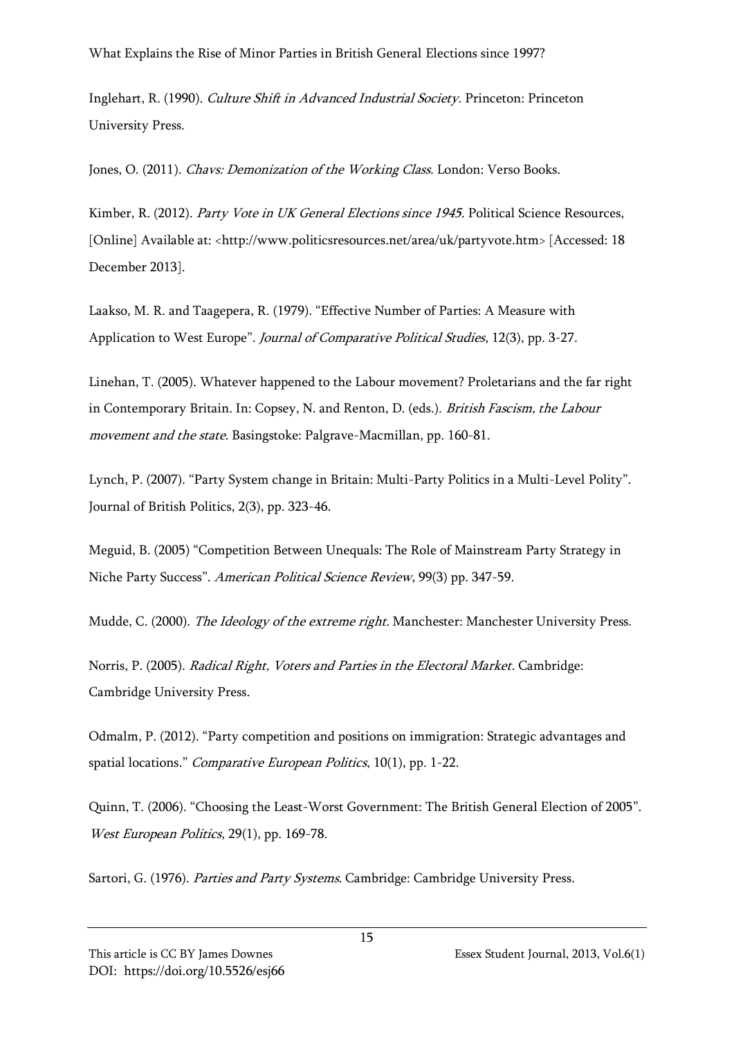Inglehart, R. (1990). *Culture Shift in Advanced Industrial Society.* Princeton: Princeton University Press.

Jones, O. (2011). *Chavs: Demonization of the Working Class*. London: Verso Books.

Kimber, R. (2012). *Party Vote in UK General Elections since 1945.* Political Science Resources, [Online] Available at: <http://www.politicsresources.net/area/uk/partyvote.htm> [Accessed: 18 December 2013].

Laakso, M. R. and Taagepera, R. (1979). "Effective Number of Parties: A Measure with Application to West Europe". *Journal of Comparative Political Studies*, 12(3), pp. 3-27.

Linehan, T. (2005). Whatever happened to the Labour movement? Proletarians and the far right in Contemporary Britain. In: Copsey, N. and Renton, D. (eds.). *British Fascism, the Labour movement and the state*. Basingstoke: Palgrave-Macmillan, pp. 160-81.

Lynch, P. (2007). "Party System change in Britain: Multi-Party Politics in a Multi-Level Polity". Journal of British Politics, 2(3), pp. 323-46.

Meguid, B. (2005) "Competition Between Unequals: The Role of Mainstream Party Strategy in Niche Party Success". *American Political Science Review*, 99(3) pp. 347-59.

Mudde, C. (2000). *The Ideology of the extreme right.* Manchester: Manchester University Press.

Norris, P. (2005). *Radical Right, Voters and Parties in the Electoral Market*. Cambridge: Cambridge University Press.

Odmalm, P. (2012). "Party competition and positions on immigration: Strategic advantages and spatial locations." *Comparative European Politics*, 10(1), pp. 1-22.

Quinn, T. (2006). "Choosing the Least-Worst Government: The British General Election of 2005". *West European Politics*, 29(1), pp. 169-78.

Sartori, G. (1976). *Parties and Party Systems*. Cambridge: Cambridge University Press.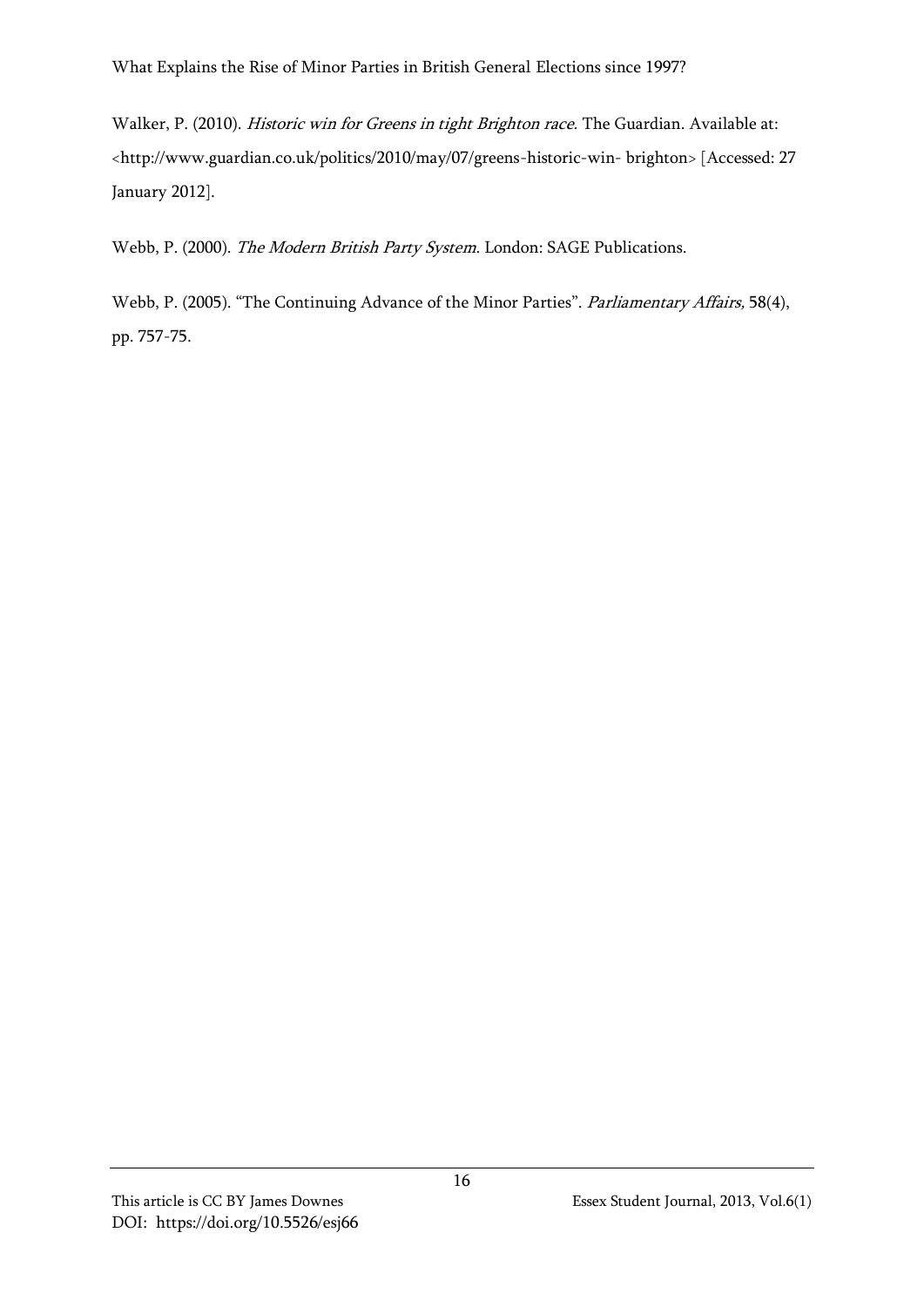Walker, P. (2010). *Historic win for Greens in tight Brighton race.* The Guardian. Available at: <http://www.guardian.co.uk/politics/2010/may/07/greens-historic-win- brighton> [Accessed: 27 January 2012].

Webb, P. (2000). *The Modern British Party System*. London: SAGE Publications.

Webb, P. (2005). "The Continuing Advance of the Minor Parties". *Parliamentary Affairs,* 58(4), pp. 757-75.